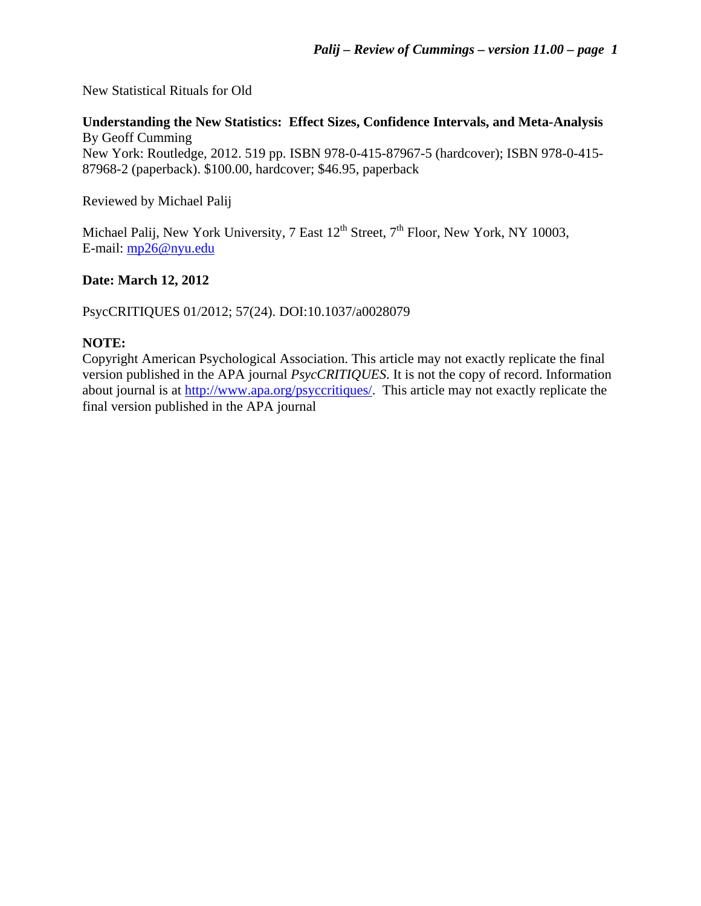New Statistical Rituals for Old

**Understanding the New Statistics: Effect Sizes, Confidence Intervals, and Meta-Analysis**
By Geoff Cumming
New York: Routledge, 2012. 519 pp. ISBN 978-0-415-87967-5 (hardcover); ISBN 978-0-415-87968-2 (paperback). $100.00, hardcover; $46.95, paperback

Reviewed by Michael Palij

Michael Palij, New York University, 7 East 12th Street, 7th Floor, New York, NY 10003,
E-mail: mp26@nyu.edu

**Date: March 12, 2012**

PsycCRITIQUES 01/2012; 57(24). DOI:10.1037/a0028079

**NOTE:**
Copyright American Psychological Association. This article may not exactly replicate the final version published in the APA journal *PsycCRITIQUES*. It is not the copy of record. Information about journal is at http://www.apa.org/psyccritiques/. This article may not exactly replicate the final version published in the APA journal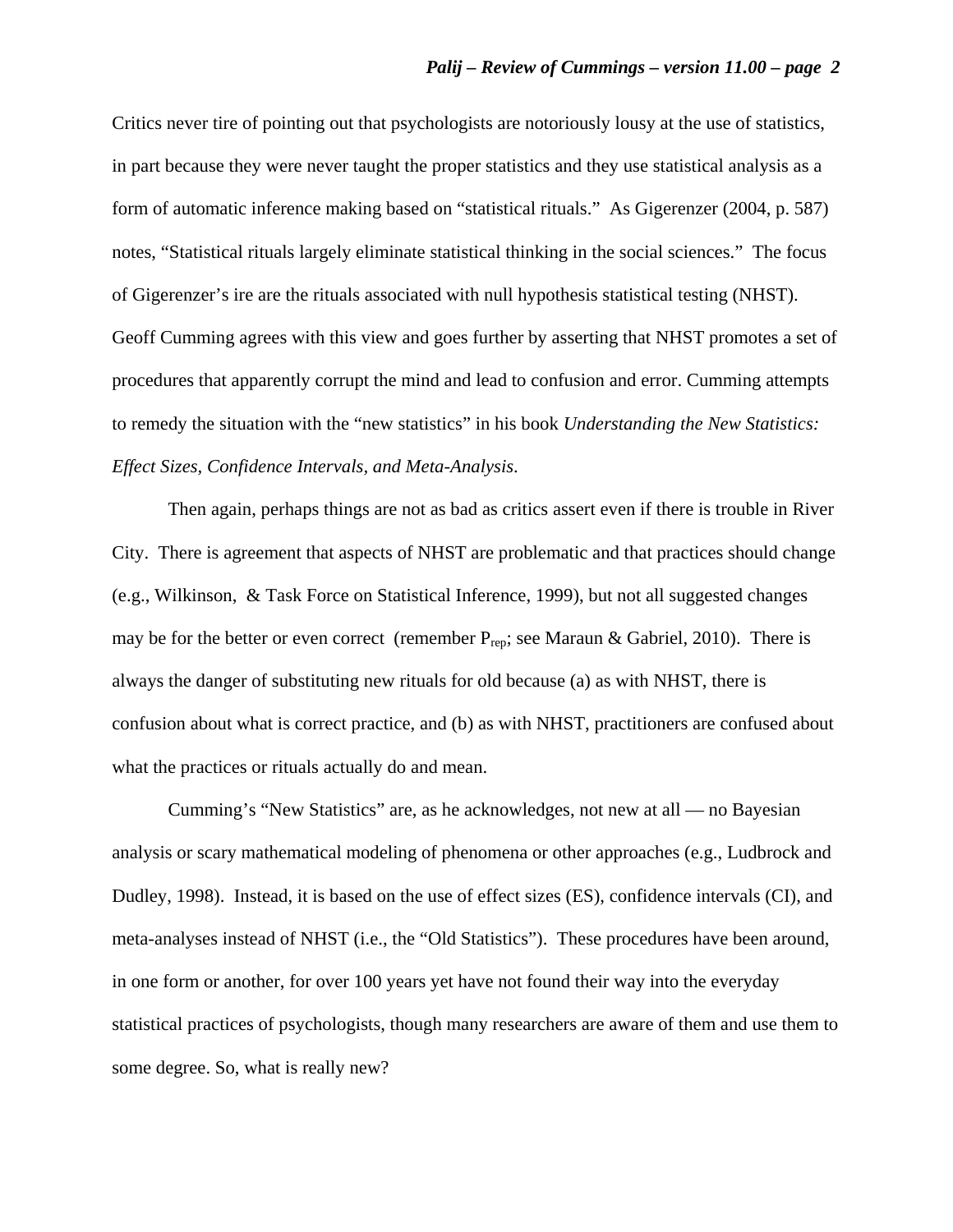Critics never tire of pointing out that psychologists are notoriously lousy at the use of statistics, in part because they were never taught the proper statistics and they use statistical analysis as a form of automatic inference making based on "statistical rituals." As Gigerenzer (2004, p. 587) notes, "Statistical rituals largely eliminate statistical thinking in the social sciences." The focus of Gigerenzer's ire are the rituals associated with null hypothesis statistical testing (NHST). Geoff Cumming agrees with this view and goes further by asserting that NHST promotes a set of procedures that apparently corrupt the mind and lead to confusion and error. Cumming attempts to remedy the situation with the "new statistics" in his book *Understanding the New Statistics: Effect Sizes, Confidence Intervals, and Meta-Analysis*.

Then again, perhaps things are not as bad as critics assert even if there is trouble in River City. There is agreement that aspects of NHST are problematic and that practices should change (e.g., Wilkinson, & Task Force on Statistical Inference, 1999), but not all suggested changes may be for the better or even correct (remember $P_{rep}$; see Maraun & Gabriel, 2010). There is always the danger of substituting new rituals for old because (a) as with NHST, there is confusion about what is correct practice, and (b) as with NHST, practitioners are confused about what the practices or rituals actually do and mean.

Cumming's "New Statistics" are, as he acknowledges, not new at all — no Bayesian analysis or scary mathematical modeling of phenomena or other approaches (e.g., Ludbrock and Dudley, 1998). Instead, it is based on the use of effect sizes (ES), confidence intervals (CI), and meta-analyses instead of NHST (i.e., the "Old Statistics"). These procedures have been around, in one form or another, for over 100 years yet have not found their way into the everyday statistical practices of psychologists, though many researchers are aware of them and use them to some degree. So, what is really new?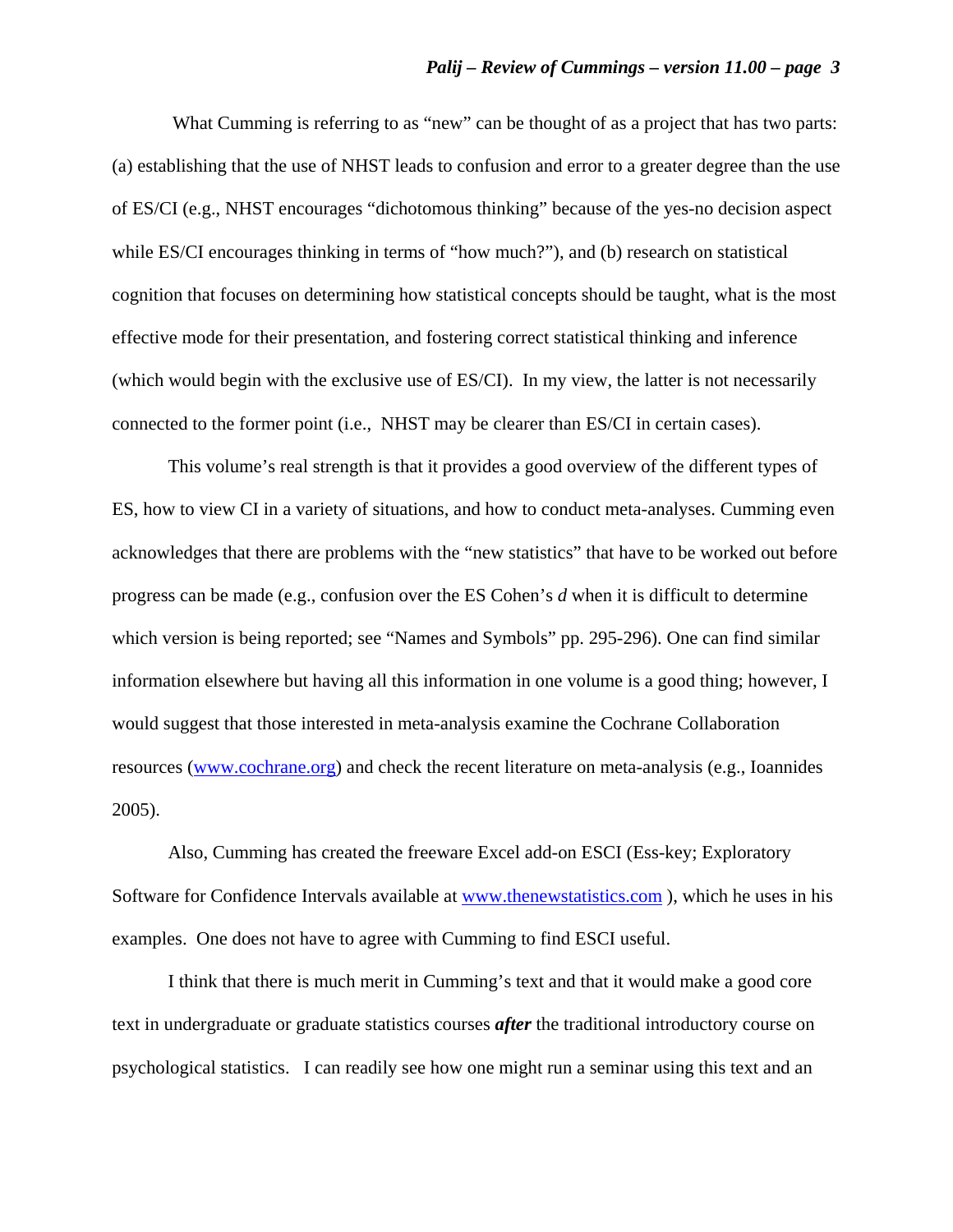What Cumming is referring to as "new" can be thought of as a project that has two parts: (a) establishing that the use of NHST leads to confusion and error to a greater degree than the use of ES/CI (e.g., NHST encourages "dichotomous thinking" because of the yes-no decision aspect while ES/CI encourages thinking in terms of "how much?"), and (b) research on statistical cognition that focuses on determining how statistical concepts should be taught, what is the most effective mode for their presentation, and fostering correct statistical thinking and inference (which would begin with the exclusive use of ES/CI). In my view, the latter is not necessarily connected to the former point (i.e., NHST may be clearer than ES/CI in certain cases).

This volume's real strength is that it provides a good overview of the different types of ES, how to view CI in a variety of situations, and how to conduct meta-analyses. Cumming even acknowledges that there are problems with the "new statistics" that have to be worked out before progress can be made (e.g., confusion over the ES Cohen's *d* when it is difficult to determine which version is being reported; see "Names and Symbols" pp. 295-296). One can find similar information elsewhere but having all this information in one volume is a good thing; however, I would suggest that those interested in meta-analysis examine the Cochrane Collaboration resources (www.cochrane.org) and check the recent literature on meta-analysis (e.g., Ioannides 2005).

Also, Cumming has created the freeware Excel add-on ESCI (Ess-key; Exploratory Software for Confidence Intervals available at www.thenewstatistics.com ), which he uses in his examples. One does not have to agree with Cumming to find ESCI useful.

I think that there is much merit in Cumming's text and that it would make a good core text in undergraduate or graduate statistics courses ***after*** the traditional introductory course on psychological statistics. I can readily see how one might run a seminar using this text and an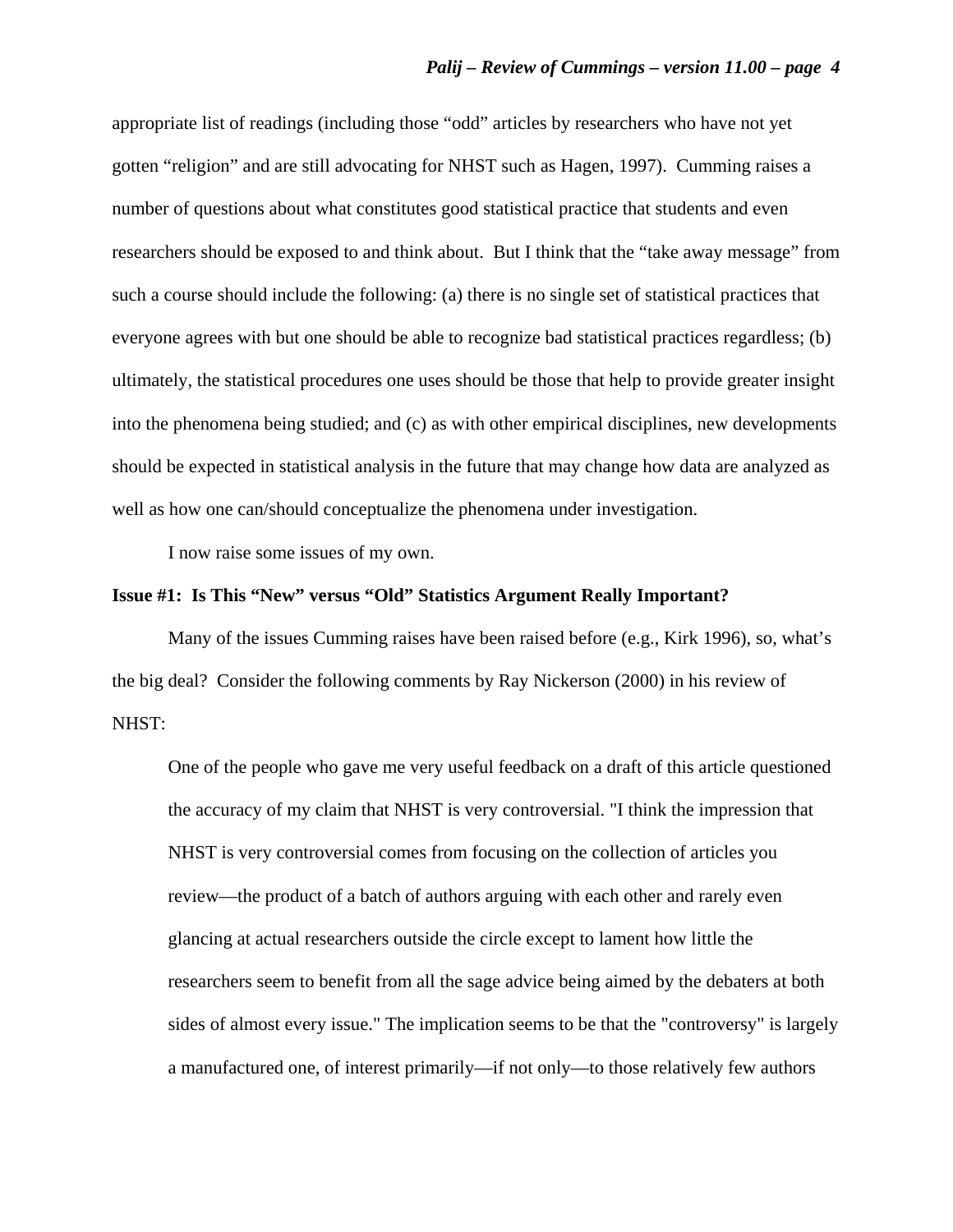appropriate list of readings (including those “odd” articles by researchers who have not yet gotten “religion” and are still advocating for NHST such as Hagen, 1997). Cumming raises a number of questions about what constitutes good statistical practice that students and even researchers should be exposed to and think about. But I think that the “take away message” from such a course should include the following: (a) there is no single set of statistical practices that everyone agrees with but one should be able to recognize bad statistical practices regardless; (b) ultimately, the statistical procedures one uses should be those that help to provide greater insight into the phenomena being studied; and (c) as with other empirical disciplines, new developments should be expected in statistical analysis in the future that may change how data are analyzed as well as how one can/should conceptualize the phenomena under investigation.

I now raise some issues of my own.

**Issue #1: Is This “New” versus “Old” Statistics Argument Really Important?**

Many of the issues Cumming raises have been raised before (e.g., Kirk 1996), so, what’s the big deal? Consider the following comments by Ray Nickerson (2000) in his review of NHST:

> One of the people who gave me very useful feedback on a draft of this article questioned the accuracy of my claim that NHST is very controversial. "I think the impression that NHST is very controversial comes from focusing on the collection of articles you review—the product of a batch of authors arguing with each other and rarely even glancing at actual researchers outside the circle except to lament how little the researchers seem to benefit from all the sage advice being aimed by the debaters at both sides of almost every issue." The implication seems to be that the "controversy" is largely a manufactured one, of interest primarily—if not only—to those relatively few authors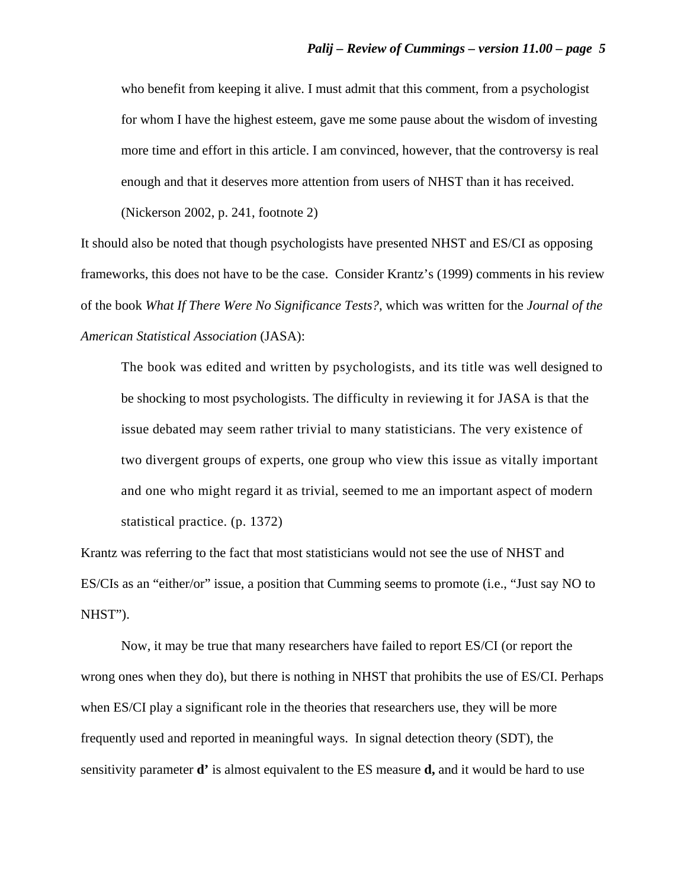> who benefit from keeping it alive. I must admit that this comment, from a psychologist for whom I have the highest esteem, gave me some pause about the wisdom of investing more time and effort in this article. I am convinced, however, that the controversy is real enough and that it deserves more attention from users of NHST than it has received. (Nickerson 2002, p. 241, footnote 2)

It should also be noted that though psychologists have presented NHST and ES/CI as opposing frameworks, this does not have to be the case. Consider Krantz's (1999) comments in his review of the book *What If There Were No Significance Tests?*, which was written for the *Journal of the American Statistical Association* (JASA):

> The book was edited and written by psychologists, and its title was well designed to be shocking to most psychologists. The difficulty in reviewing it for JASA is that the issue debated may seem rather trivial to many statisticians. The very existence of two divergent groups of experts, one group who view this issue as vitally important and one who might regard it as trivial, seemed to me an important aspect of modern statistical practice. (p. 1372)

Krantz was referring to the fact that most statisticians would not see the use of NHST and ES/CIs as an "either/or" issue, a position that Cumming seems to promote (i.e., "Just say NO to NHST").

Now, it may be true that many researchers have failed to report ES/CI (or report the wrong ones when they do), but there is nothing in NHST that prohibits the use of ES/CI. Perhaps when ES/CI play a significant role in the theories that researchers use, they will be more frequently used and reported in meaningful ways. In signal detection theory (SDT), the sensitivity parameter **d'** is almost equivalent to the ES measure **d,** and it would be hard to use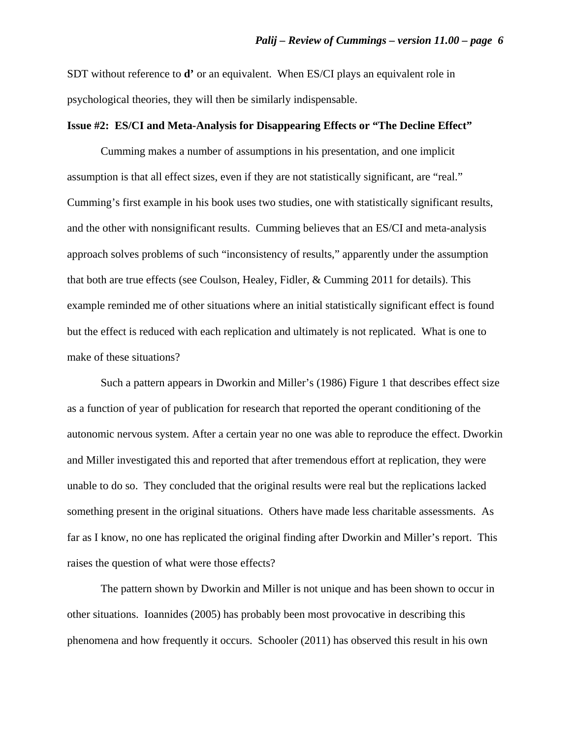SDT without reference to **d’** or an equivalent. When ES/CI plays an equivalent role in psychological theories, they will then be similarly indispensable.

**Issue #2: ES/CI and Meta-Analysis for Disappearing Effects or “The Decline Effect”**

Cumming makes a number of assumptions in his presentation, and one implicit assumption is that all effect sizes, even if they are not statistically significant, are “real.” Cumming’s first example in his book uses two studies, one with statistically significant results, and the other with nonsignificant results. Cumming believes that an ES/CI and meta-analysis approach solves problems of such “inconsistency of results,” apparently under the assumption that both are true effects (see Coulson, Healey, Fidler, & Cumming 2011 for details). This example reminded me of other situations where an initial statistically significant effect is found but the effect is reduced with each replication and ultimately is not replicated. What is one to make of these situations?

Such a pattern appears in Dworkin and Miller’s (1986) Figure 1 that describes effect size as a function of year of publication for research that reported the operant conditioning of the autonomic nervous system. After a certain year no one was able to reproduce the effect. Dworkin and Miller investigated this and reported that after tremendous effort at replication, they were unable to do so. They concluded that the original results were real but the replications lacked something present in the original situations. Others have made less charitable assessments. As far as I know, no one has replicated the original finding after Dworkin and Miller’s report. This raises the question of what were those effects?

The pattern shown by Dworkin and Miller is not unique and has been shown to occur in other situations. Ioannides (2005) has probably been most provocative in describing this phenomena and how frequently it occurs. Schooler (2011) has observed this result in his own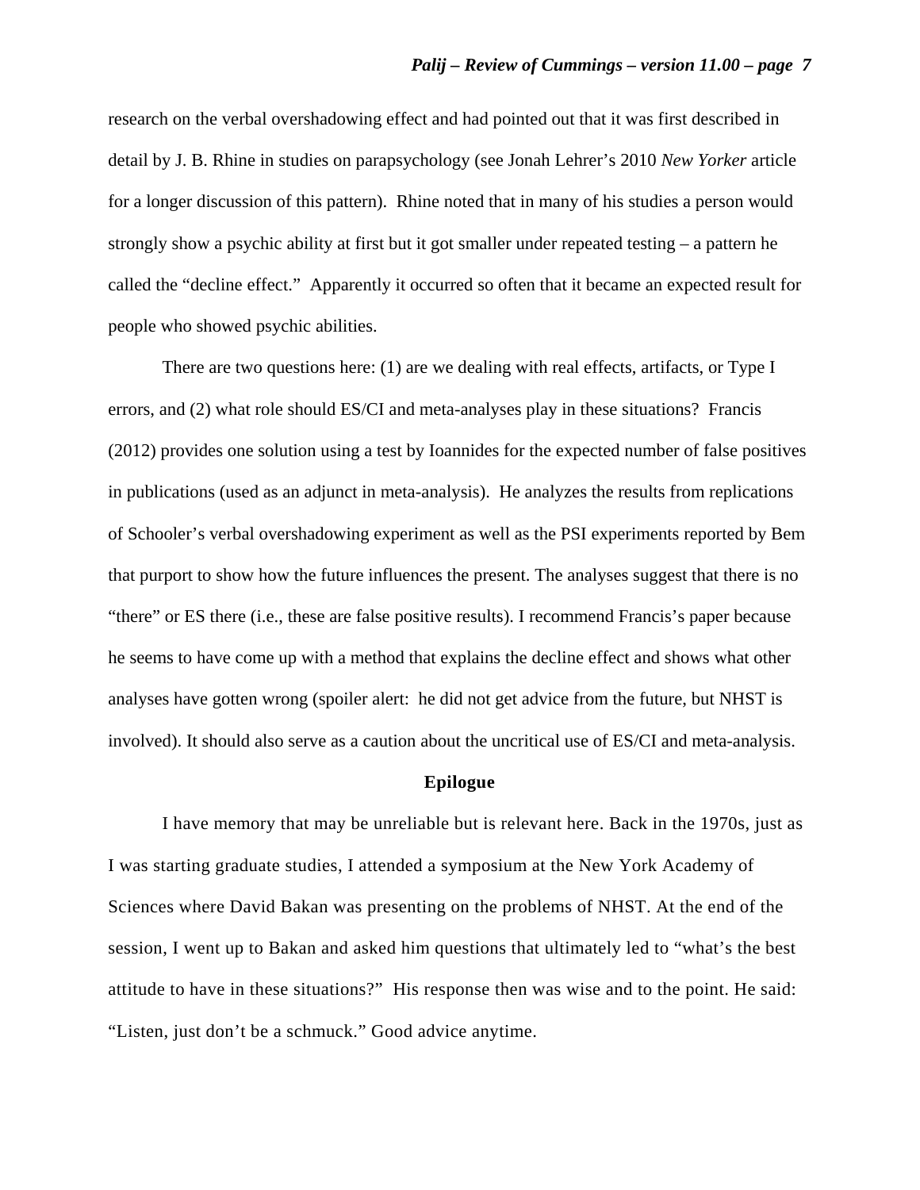research on the verbal overshadowing effect and had pointed out that it was first described in detail by J. B. Rhine in studies on parapsychology (see Jonah Lehrer's 2010 *New Yorker* article for a longer discussion of this pattern). Rhine noted that in many of his studies a person would strongly show a psychic ability at first but it got smaller under repeated testing – a pattern he called the "decline effect." Apparently it occurred so often that it became an expected result for people who showed psychic abilities.

There are two questions here: (1) are we dealing with real effects, artifacts, or Type I errors, and (2) what role should ES/CI and meta-analyses play in these situations? Francis (2012) provides one solution using a test by Ioannides for the expected number of false positives in publications (used as an adjunct in meta-analysis). He analyzes the results from replications of Schooler's verbal overshadowing experiment as well as the PSI experiments reported by Bem that purport to show how the future influences the present. The analyses suggest that there is no "there" or ES there (i.e., these are false positive results). I recommend Francis's paper because he seems to have come up with a method that explains the decline effect and shows what other analyses have gotten wrong (spoiler alert: he did not get advice from the future, but NHST is involved). It should also serve as a caution about the uncritical use of ES/CI and meta-analysis.

## Epilogue

I have memory that may be unreliable but is relevant here. Back in the 1970s, just as I was starting graduate studies, I attended a symposium at the New York Academy of Sciences where David Bakan was presenting on the problems of NHST. At the end of the session, I went up to Bakan and asked him questions that ultimately led to "what's the best attitude to have in these situations?" His response then was wise and to the point. He said: "Listen, just don't be a schmuck." Good advice anytime.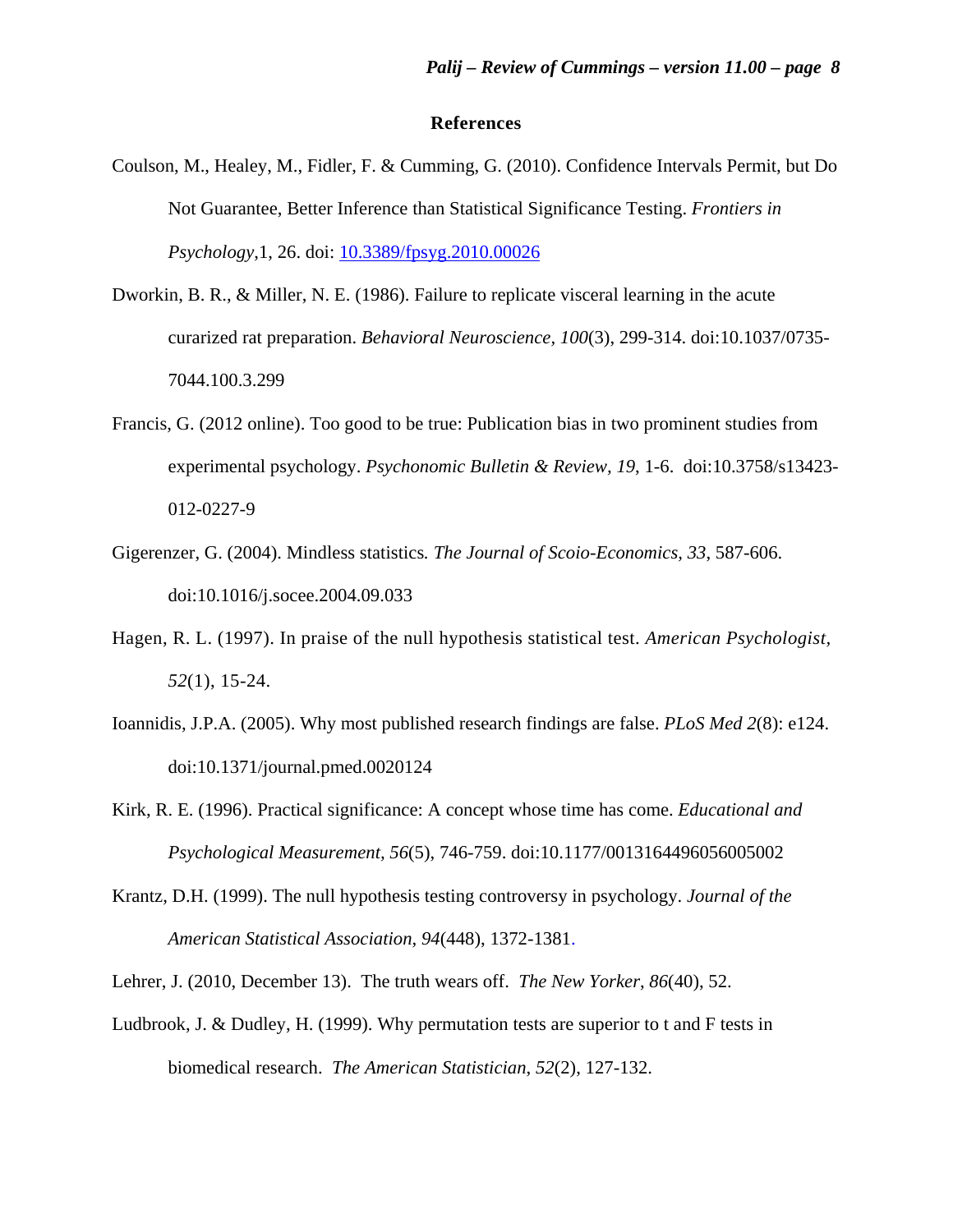## References

Coulson, M., Healey, M., Fidler, F. & Cumming, G. (2010). Confidence Intervals Permit, but Do Not Guarantee, Better Inference than Statistical Significance Testing. *Frontiers in Psychology*,1, 26. doi: 10.3389/fpsyg.2010.00026

Dworkin, B. R., & Miller, N. E. (1986). Failure to replicate visceral learning in the acute curarized rat preparation. *Behavioral Neuroscience, 100*(3), 299-314. doi:10.1037/0735-7044.100.3.299

Francis, G. (2012 online). Too good to be true: Publication bias in two prominent studies from experimental psychology. *Psychonomic Bulletin & Review, 19*, 1-6. doi:10.3758/s13423-012-0227-9

Gigerenzer, G. (2004). Mindless statistics*. The Journal of Scoio-Economics, 33*, 587-606. doi:10.1016/j.socee.2004.09.033

Hagen, R. L. (1997). In praise of the null hypothesis statistical test. *American Psychologist, 52*(1), 15-24.

Ioannidis, J.P.A. (2005). Why most published research findings are false. *PLoS Med 2*(8): e124. doi:10.1371/journal.pmed.0020124

Kirk, R. E. (1996). Practical significance: A concept whose time has come. *Educational and Psychological Measurement, 56*(5), 746-759. doi:10.1177/0013164496056005002

Krantz, D.H. (1999). The null hypothesis testing controversy in psychology. *Journal of the American Statistical Association*, *94*(448), 1372-1381.

Lehrer, J. (2010, December 13). The truth wears off. *The New Yorker*, *86*(40), 52.

Ludbrook, J. & Dudley, H. (1999). Why permutation tests are superior to t and F tests in biomedical research. *The American Statistician*, *52*(2), 127-132.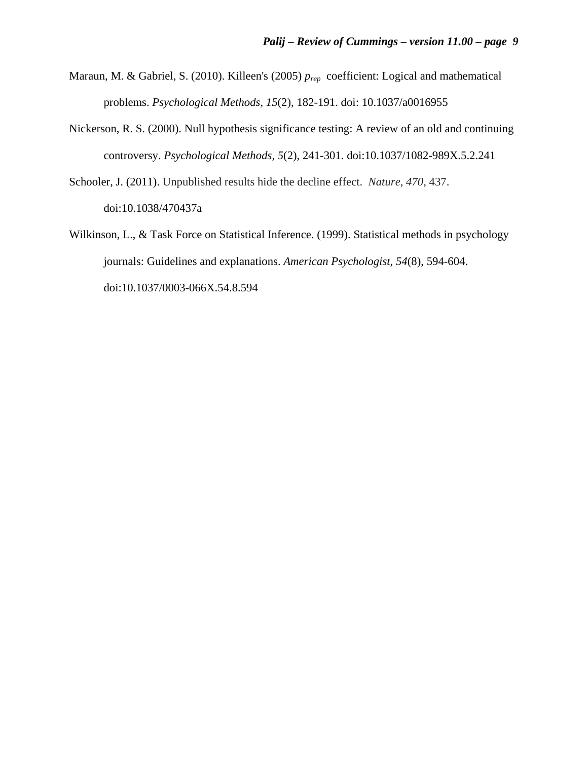Maraun, M. & Gabriel, S. (2010). Killeen's (2005) $p_{rep}$ coefficient: Logical and mathematical problems. *Psychological Methods, 15*(2), 182-191. doi: 10.1037/a0016955

Nickerson, R. S. (2000). Null hypothesis significance testing: A review of an old and continuing controversy. *Psychological Methods, 5*(2), 241-301. doi:10.1037/1082-989X.5.2.241

Schooler, J. (2011). Unpublished results hide the decline effect. *Nature, 470*, 437. doi:10.1038/470437a

Wilkinson, L., & Task Force on Statistical Inference. (1999). Statistical methods in psychology journals: Guidelines and explanations. *American Psychologist, 54*(8), 594-604. doi:10.1037/0003-066X.54.8.594